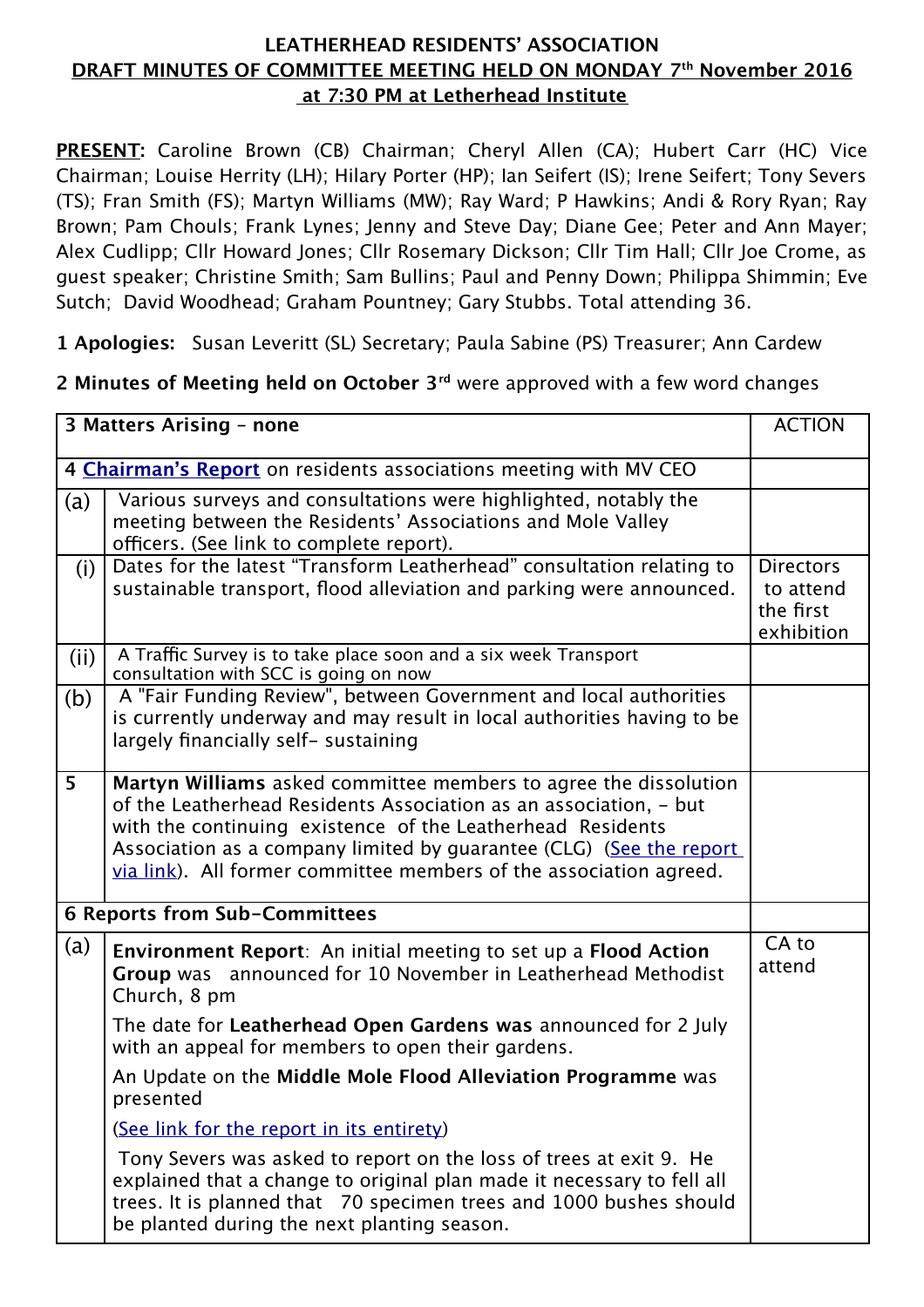**LEATHERHEAD RESIDENTS' ASSOCIATION**

**DRAFT MINUTES OF COMMITTEE MEETING HELD ON MONDAY 7th November 2016 at 7:30 PM at Letherhead Institute**

**PRESENT:** Caroline Brown (CB) Chairman; Cheryl Allen (CA); Hubert Carr (HC) Vice Chairman; Louise Herrity (LH); Hilary Porter (HP); Ian Seifert (IS); Irene Seifert; Tony Severs (TS); Fran Smith (FS); Martyn Williams (MW); Ray Ward; P Hawkins; Andi & Rory Ryan; Ray Brown; Pam Chouls; Frank Lynes; Jenny and Steve Day; Diane Gee; Peter and Ann Mayer; Alex Cudlipp; Cllr Howard Jones; Cllr Rosemary Dickson; Cllr Tim Hall; Cllr Joe Crome, as guest speaker; Christine Smith; Sam Bullins; Paul and Penny Down; Philippa Shimmin; Eve Sutch; David Woodhead; Graham Pountney; Gary Stubbs. Total attending 36.

**1 Apologies:** Susan Leveritt (SL) Secretary; Paula Sabine (PS) Treasurer; Ann Cardew

**2 Minutes of Meeting held on October 3rd** were approved with a few word changes

| **3 Matters Arising – none** | | ACTION |
|---|---|---|
| **4 Chairman's Report** on residents associations meeting with MV CEO | | |
| (a) | Various surveys and consultations were highlighted, notably the meeting between the Residents' Associations and Mole Valley officers. (See link to complete report). | |
| (i) | Dates for the latest "Transform Leatherhead" consultation relating to sustainable transport, flood alleviation and parking were announced. | Directors to attend the first exhibition |
| (ii) | A Traffic Survey is to take place soon and a six week Transport consultation with SCC is going on now | |
| (b) | A "Fair Funding Review", between Government and local authorities is currently underway and may result in local authorities having to be largely financially self- sustaining | |
| **5** | **Martyn Williams** asked committee members to agree the dissolution of the Leatherhead Residents Association as an association, – but with the continuing existence of the Leatherhead Residents Association as a company limited by guarantee (CLG) (See the report via link). All former committee members of the association agreed. | |
| **6 Reports from Sub-Committees** | | |
| (a) | **Environment Report**: An initial meeting to set up a **Flood Action Group** was announced for 10 November in Leatherhead Methodist Church, 8 pm<br><br>The date for **Leatherhead Open Gardens was** announced for 2 July with an appeal for members to open their gardens.<br><br>An Update on the **Middle Mole Flood Alleviation Programme** was presented<br><br>(See link for the report in its entirety)<br><br>Tony Severs was asked to report on the loss of trees at exit 9. He explained that a change to original plan made it necessary to fell all trees. It is planned that 70 specimen trees and 1000 bushes should be planted during the next planting season. | CA to attend |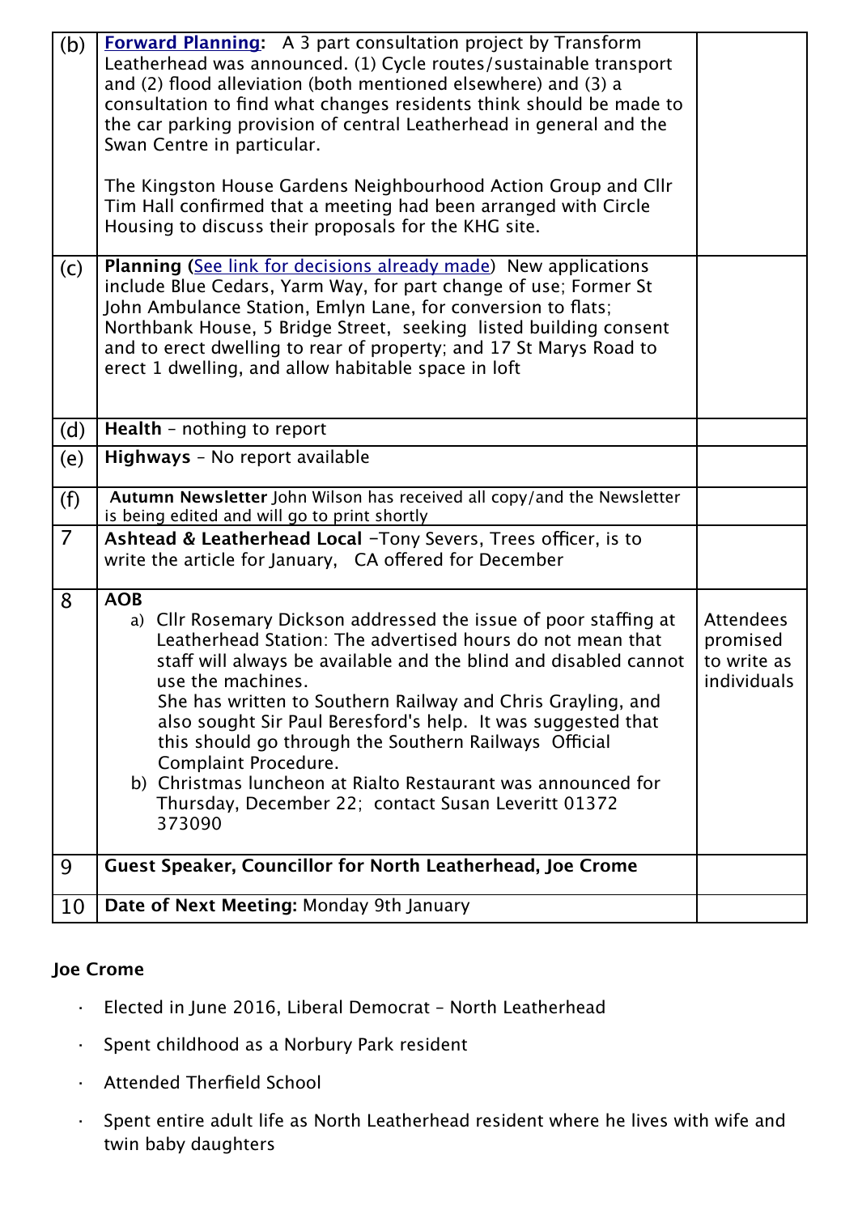| (b) | **Forward Planning:** A 3 part consultation project by Transform Leatherhead was announced. (1) Cycle routes/sustainable transport and (2) flood alleviation (both mentioned elsewhere) and (3) a consultation to find what changes residents think should be made to the car parking provision of central Leatherhead in general and the Swan Centre in particular.<br><br>The Kingston House Gardens Neighbourhood Action Group and Cllr Tim Hall confirmed that a meeting had been arranged with Circle Housing to discuss their proposals for the KHG site. | |
|---|---|---|
| (c) | **Planning** (See link for decisions already made) New applications include Blue Cedars, Yarm Way, for part change of use; Former St John Ambulance Station, Emlyn Lane, for conversion to flats; Northbank House, 5 Bridge Street, seeking listed building consent and to erect dwelling to rear of property; and 17 St Marys Road to erect 1 dwelling, and allow habitable space in loft | |
| (d) | **Health** – nothing to report | |
| (e) | **Highways** – No report available | |
| (f) | **Autumn Newsletter** John Wilson has received all copy/and the Newsletter is being edited and will go to print shortly | |
| 7 | **Ashtead & Leatherhead Local** –Tony Severs, Trees officer, is to write the article for January, CA offered for December | |
| 8 | **AOB**<br>a) Cllr Rosemary Dickson addressed the issue of poor staffing at Leatherhead Station: The advertised hours do not mean that staff will always be available and the blind and disabled cannot use the machines.<br>She has written to Southern Railway and Chris Grayling, and also sought Sir Paul Beresford's help. It was suggested that this should go through the Southern Railways Official Complaint Procedure.<br>b) Christmas luncheon at Rialto Restaurant was announced for Thursday, December 22; contact Susan Leveritt 01372 373090 | Attendees promised to write as individuals |
| 9 | **Guest Speaker, Councillor for North Leatherhead, Joe Crome** | |
| 10 | **Date of Next Meeting:** Monday 9th January | |

**Joe Crome**

- Elected in June 2016, Liberal Democrat – North Leatherhead
- Spent childhood as a Norbury Park resident
- Attended Therfield School
- Spent entire adult life as North Leatherhead resident where he lives with wife and twin baby daughters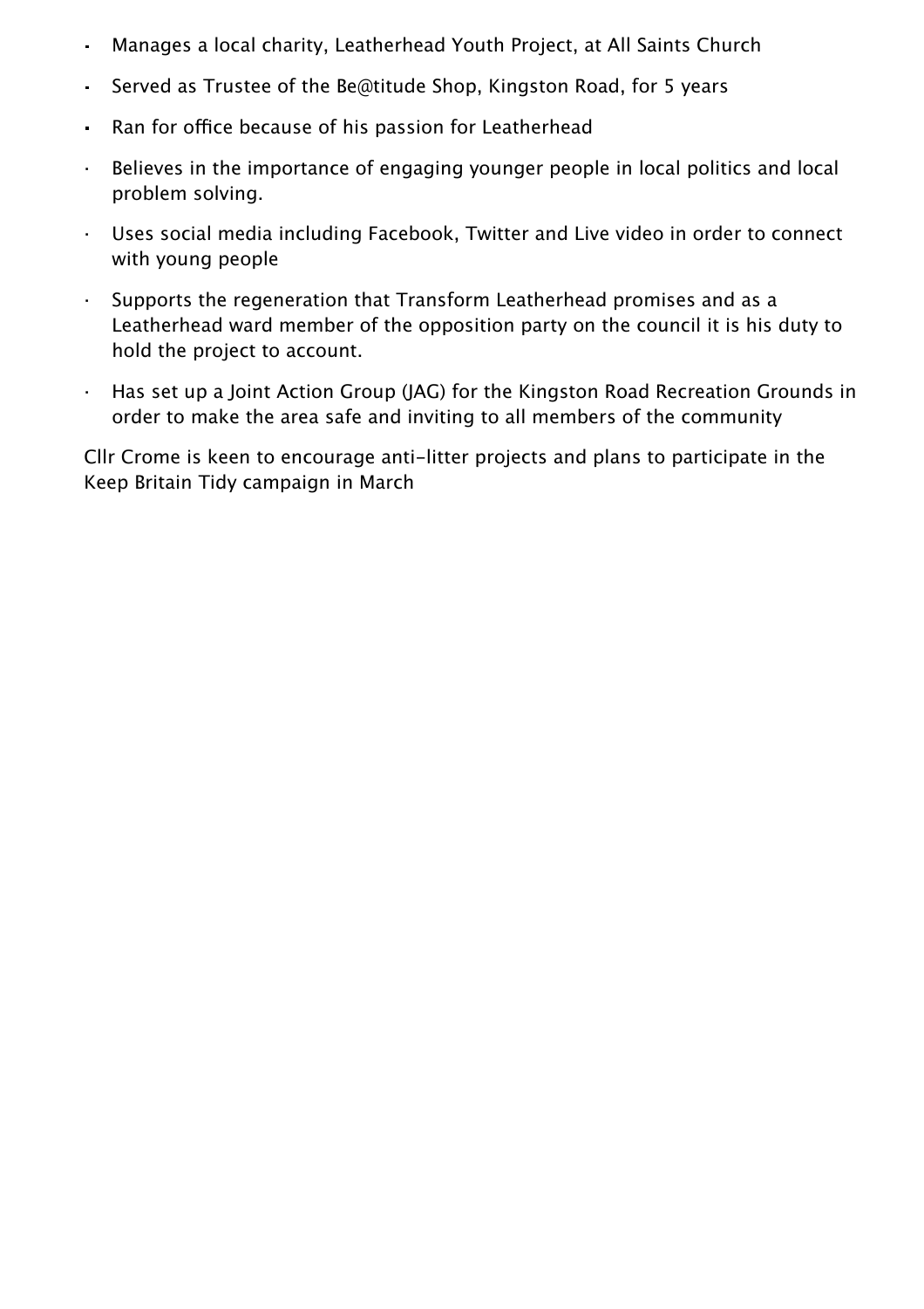- Manages a local charity, Leatherhead Youth Project, at All Saints Church
- Served as Trustee of the Be@titude Shop, Kingston Road, for 5 years
- Ran for office because of his passion for Leatherhead
- Believes in the importance of engaging younger people in local politics and local problem solving.
- Uses social media including Facebook, Twitter and Live video in order to connect with young people
- Supports the regeneration that Transform Leatherhead promises and as a Leatherhead ward member of the opposition party on the council it is his duty to hold the project to account.
- Has set up a Joint Action Group (JAG) for the Kingston Road Recreation Grounds in order to make the area safe and inviting to all members of the community

Cllr Crome is keen to encourage anti-litter projects and plans to participate in the Keep Britain Tidy campaign in March